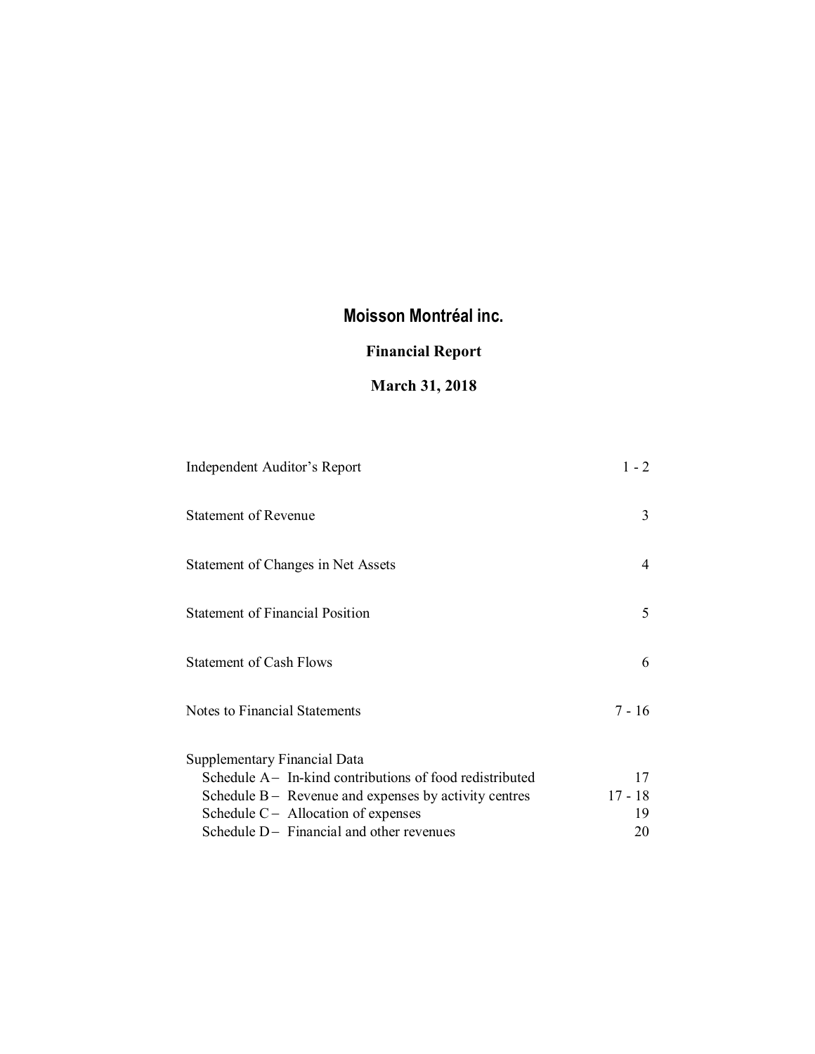# Moisson Montréal inc.

## Financial Report

## March 31, 2018

| | |
|---|---|
| Independent Auditor's Report | 1 - 2 |
| Statement of Revenue | 3 |
| Statement of Changes in Net Assets | 4 |
| Statement of Financial Position | 5 |
| Statement of Cash Flows | 6 |
| Notes to Financial Statements | 7 - 16 |
| Supplementary Financial Data | |
| Schedule A – In-kind contributions of food redistributed | 17 |
| Schedule B – Revenue and expenses by activity centres | 17 - 18 |
| Schedule C – Allocation of expenses | 19 |
| Schedule D – Financial and other revenues | 20 |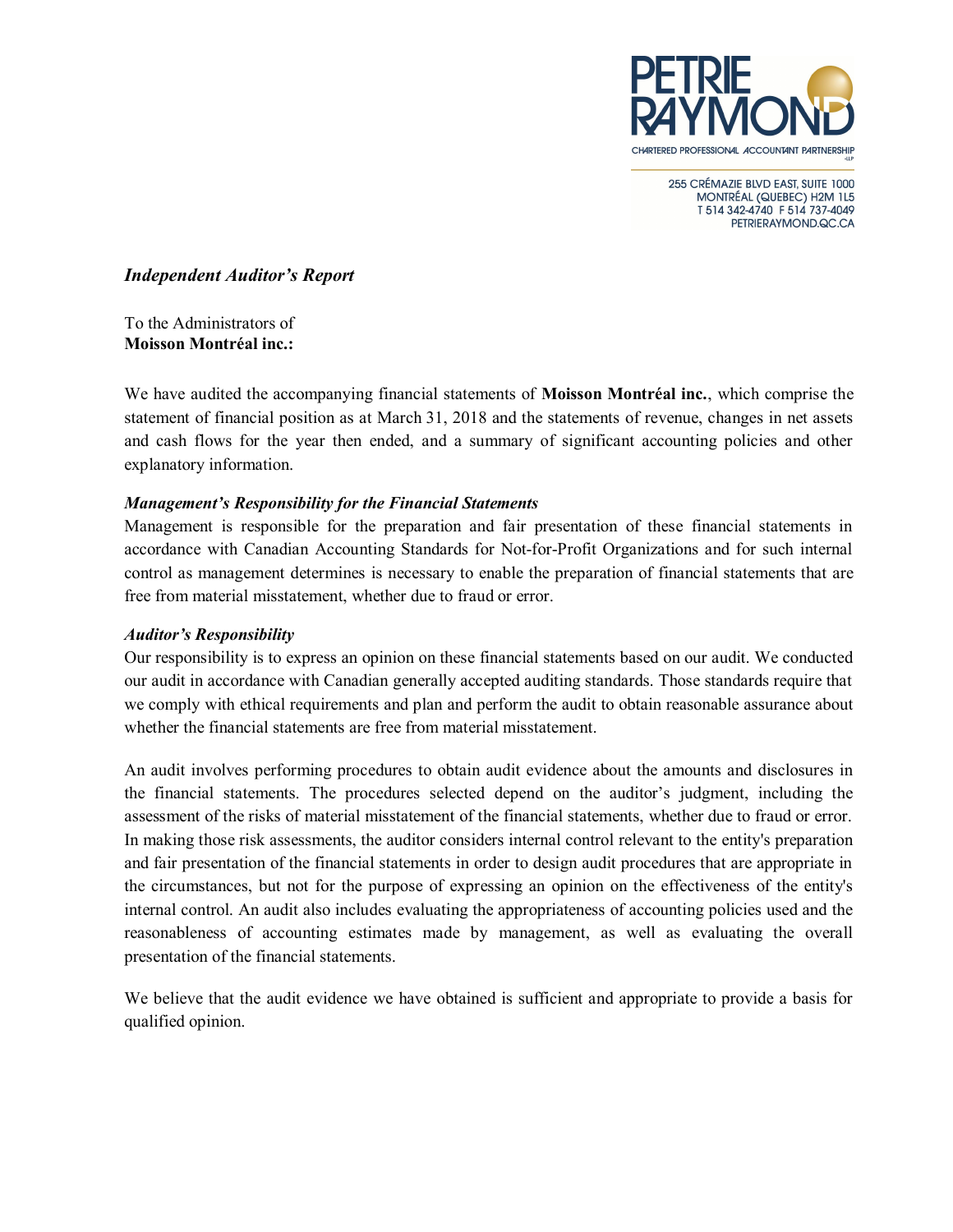PETRIE RAYMOND
CHARTERED PROFESSIONAL ACCOUNTANT PARTNERSHIP

255 CRÉMAZIE BLVD EAST, SUITE 1000
MONTRÉAL (QUEBEC) H2M 1L5
T 514 342-4740 F 514 737-4049
PETRIERAYMOND.QC.CA

## *Independent Auditor's Report*

To the Administrators of
**Moisson Montréal inc.:**

We have audited the accompanying financial statements of **Moisson Montréal inc.**, which comprise the statement of financial position as at March 31, 2018 and the statements of revenue, changes in net assets and cash flows for the year then ended, and a summary of significant accounting policies and other explanatory information.

### ***Management's Responsibility for the Financial Statements***

Management is responsible for the preparation and fair presentation of these financial statements in accordance with Canadian Accounting Standards for Not-for-Profit Organizations and for such internal control as management determines is necessary to enable the preparation of financial statements that are free from material misstatement, whether due to fraud or error.

### ***Auditor's Responsibility***

Our responsibility is to express an opinion on these financial statements based on our audit. We conducted our audit in accordance with Canadian generally accepted auditing standards. Those standards require that we comply with ethical requirements and plan and perform the audit to obtain reasonable assurance about whether the financial statements are free from material misstatement.

An audit involves performing procedures to obtain audit evidence about the amounts and disclosures in the financial statements. The procedures selected depend on the auditor's judgment, including the assessment of the risks of material misstatement of the financial statements, whether due to fraud or error. In making those risk assessments, the auditor considers internal control relevant to the entity's preparation and fair presentation of the financial statements in order to design audit procedures that are appropriate in the circumstances, but not for the purpose of expressing an opinion on the effectiveness of the entity's internal control. An audit also includes evaluating the appropriateness of accounting policies used and the reasonableness of accounting estimates made by management, as well as evaluating the overall presentation of the financial statements.

We believe that the audit evidence we have obtained is sufficient and appropriate to provide a basis for qualified opinion.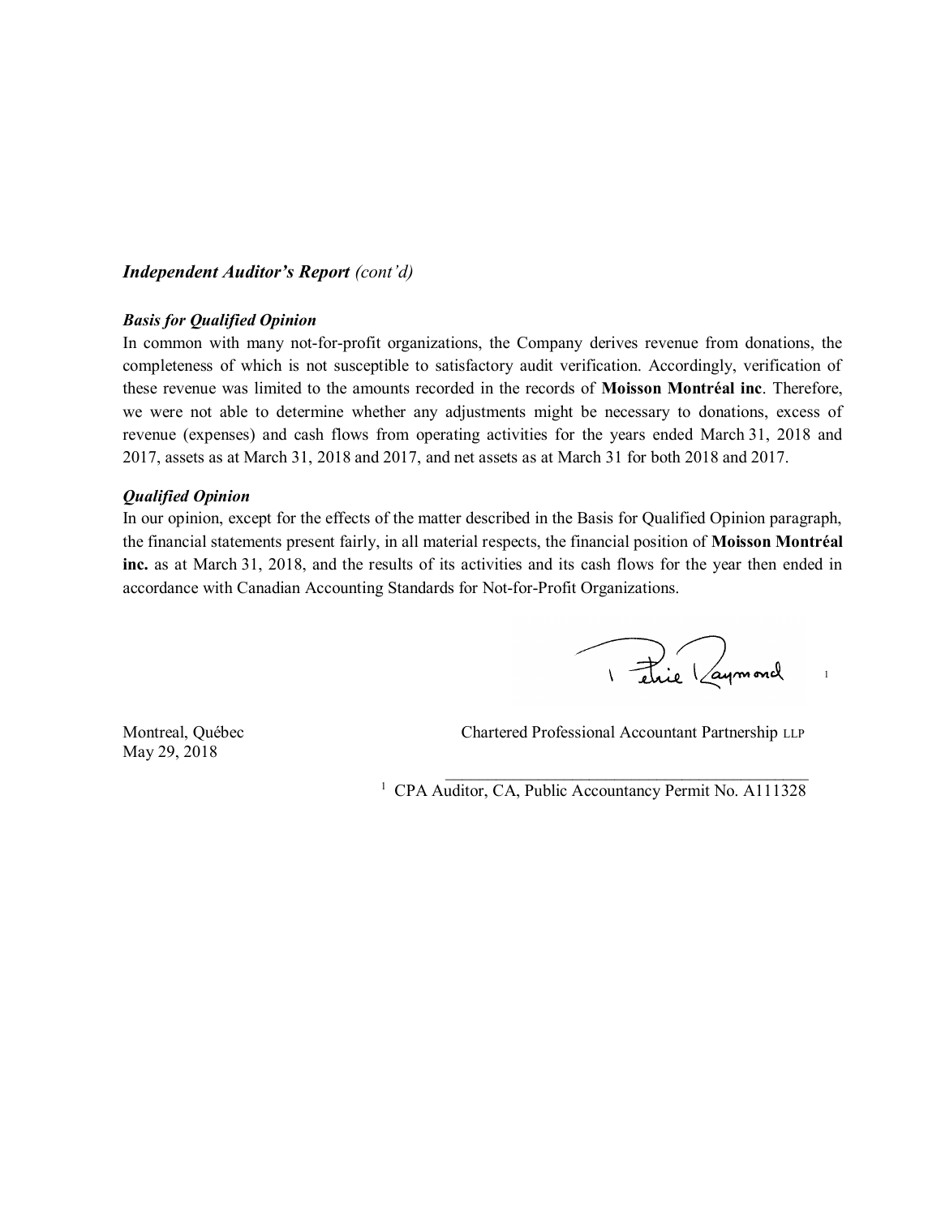***Independent Auditor's Report** (cont'd)*

***Basis for Qualified Opinion***

In common with many not-for-profit organizations, the Company derives revenue from donations, the completeness of which is not susceptible to satisfactory audit verification. Accordingly, verification of these revenue was limited to the amounts recorded in the records of **Moisson Montréal inc**. Therefore, we were not able to determine whether any adjustments might be necessary to donations, excess of revenue (expenses) and cash flows from operating activities for the years ended March 31, 2018 and 2017, assets as at March 31, 2018 and 2017, and net assets as at March 31 for both 2018 and 2017.

***Qualified Opinion***

In our opinion, except for the effects of the matter described in the Basis for Qualified Opinion paragraph, the financial statements present fairly, in all material respects, the financial position of **Moisson Montréal inc.** as at March 31, 2018, and the results of its activities and its cash flows for the year then ended in accordance with Canadian Accounting Standards for Not-for-Profit Organizations.

Petrie Raymond [1]

Montreal, Québec
May 29, 2018

Chartered Professional Accountant Partnership LLP

[1] CPA Auditor, CA, Public Accountancy Permit No. A111328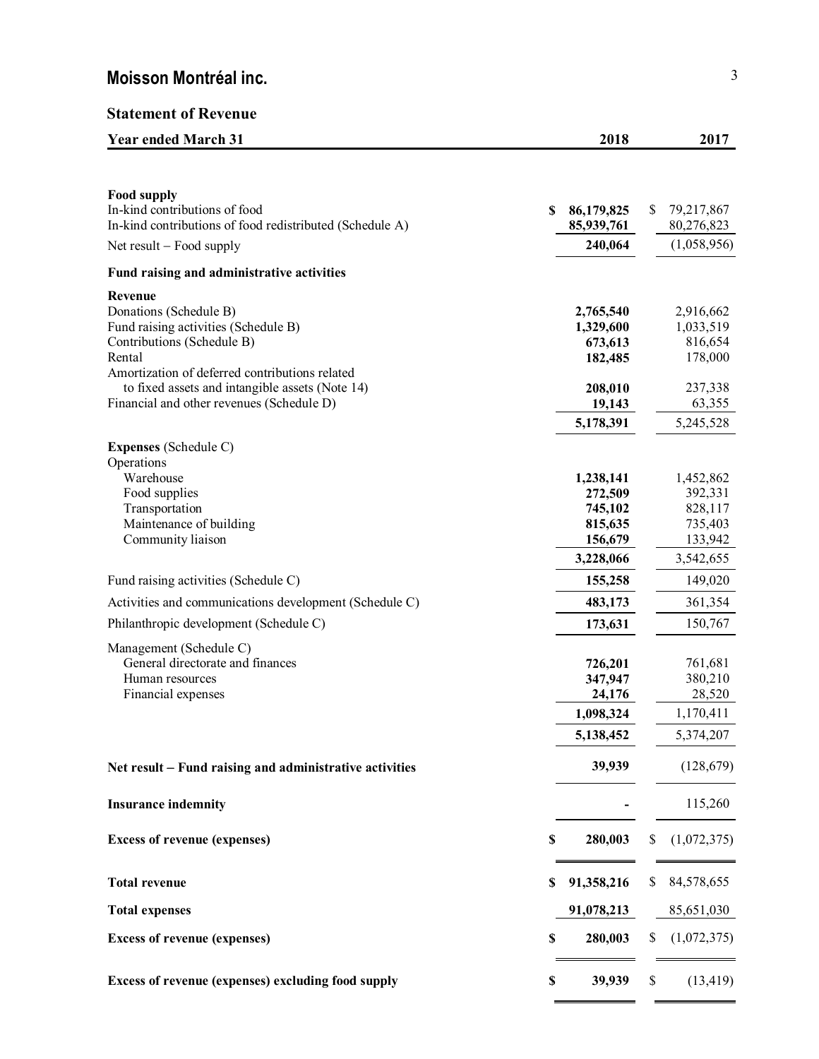# Moisson Montréal inc.

## Statement of Revenue

| Year ended March 31 | 2018 | 2017 |
|---|---|---|
| **Food supply** | | |
| In-kind contributions of food | $ 86,179,825 | $ 79,217,867 |
| In-kind contributions of food redistributed (Schedule A) | 85,939,761 | 80,276,823 |
| Net result – Food supply | 240,064 | (1,058,956) |
| **Fund raising and administrative activities** | | |
| **Revenue** | | |
| Donations (Schedule B) | 2,765,540 | 2,916,662 |
| Fund raising activities (Schedule B) | 1,329,600 | 1,033,519 |
| Contributions (Schedule B) | 673,613 | 816,654 |
| Rental | 182,485 | 178,000 |
| Amortization of deferred contributions related to fixed assets and intangible assets (Note 14) | 208,010 | 237,338 |
| Financial and other revenues (Schedule D) | 19,143 | 63,355 |
| | 5,178,391 | 5,245,528 |
| **Expenses** (Schedule C) | | |
| Operations | | |
| Warehouse | 1,238,141 | 1,452,862 |
| Food supplies | 272,509 | 392,331 |
| Transportation | 745,102 | 828,117 |
| Maintenance of building | 815,635 | 735,403 |
| Community liaison | 156,679 | 133,942 |
| | 3,228,066 | 3,542,655 |
| Fund raising activities (Schedule C) | 155,258 | 149,020 |
| Activities and communications development (Schedule C) | 483,173 | 361,354 |
| Philanthropic development (Schedule C) | 173,631 | 150,767 |
| Management (Schedule C) | | |
| General directorate and finances | 726,201 | 761,681 |
| Human resources | 347,947 | 380,210 |
| Financial expenses | 24,176 | 28,520 |
| | 1,098,324 | 1,170,411 |
| | 5,138,452 | 5,374,207 |
| **Net result – Fund raising and administrative activities** | 39,939 | (128,679) |
| **Insurance indemnity** | - | 115,260 |
| **Excess of revenue (expenses)** | $ 280,003 | $ (1,072,375) |
| **Total revenue** | $ 91,358,216 | $ 84,578,655 |
| **Total expenses** | 91,078,213 | 85,651,030 |
| **Excess of revenue (expenses)** | $ 280,003 | $ (1,072,375) |
| **Excess of revenue (expenses) excluding food supply** | $ 39,939 | $ (13,419) |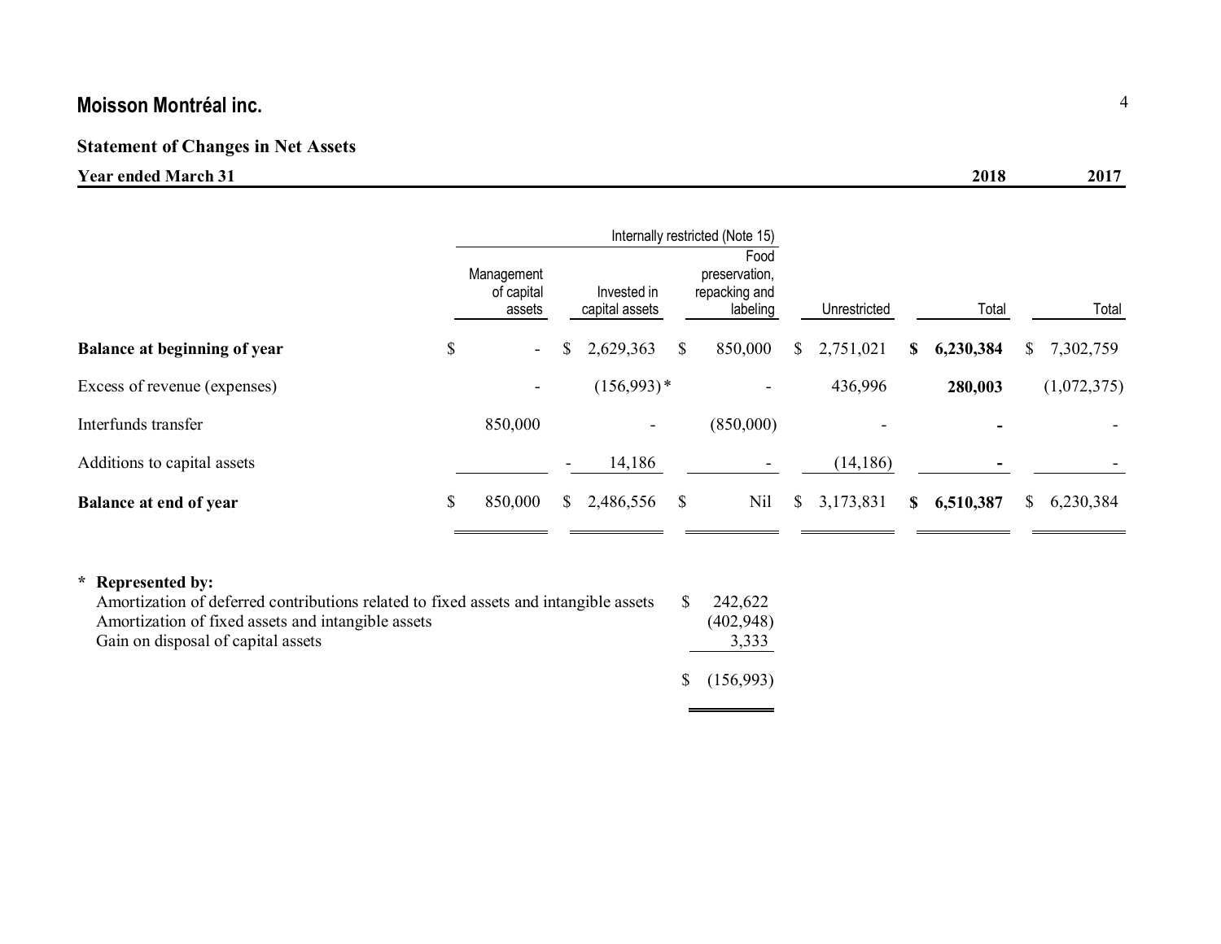# Moisson Montréal inc.

## Statement of Changes in Net Assets

**Year ended March 31**

| | Internally restricted (Note 15) | | | | 2018 | 2017 |
|---|---|---|---|---|---|---|
| | Management of capital assets | Invested in capital assets | Food preservation, repacking and labeling | Unrestricted | Total | Total |
| **Balance at beginning of year** | $ - | $ 2,629,363 | $ 850,000 | $ 2,751,021 | **$ 6,230,384** | $ 7,302,759 |
| Excess of revenue (expenses) | - | (156,993)* | - | 436,996 | **280,003** | (1,072,375) |
| Interfunds transfer | 850,000 | - | (850,000) | - | **-** | - |
| Additions to capital assets | - | 14,186 | - | (14,186) | **-** | - |
| **Balance at end of year** | $ 850,000 | $ 2,486,556 | $ Nil | $ 3,173,831 | **$ 6,510,387** | $ 6,230,384 |

**\* Represented by:**

| | |
|---|---|
| Amortization of deferred contributions related to fixed assets and intangible assets | $ 242,622 |
| Amortization of fixed assets and intangible assets | (402,948) |
| Gain on disposal of capital assets | 3,333 |
| | $ (156,993) |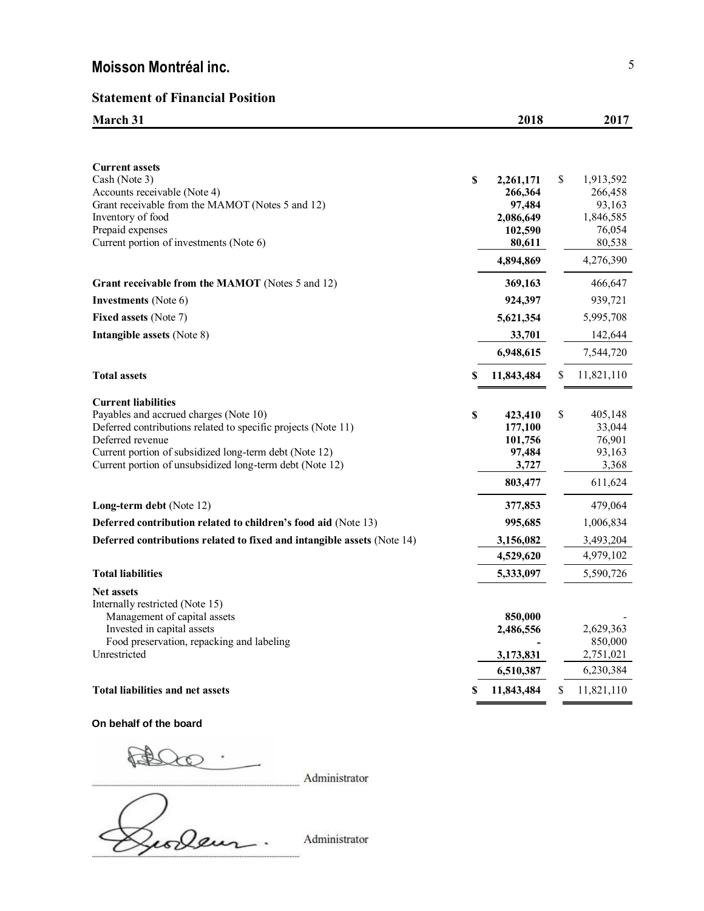## Moisson Montréal inc.

### Statement of Financial Position

| March 31 | 2018 | 2017 |
|---|---|---|
| **Current assets** | | |
| Cash (Note 3) | **$ 2,261,171** | $ 1,913,592 |
| Accounts receivable (Note 4) | **266,364** | 266,458 |
| Grant receivable from the MAMOT (Notes 5 and 12) | **97,484** | 93,163 |
| Inventory of food | **2,086,649** | 1,846,585 |
| Prepaid expenses | **102,590** | 76,054 |
| Current portion of investments (Note 6) | **80,611** | 80,538 |
| | **4,894,869** | 4,276,390 |
| **Grant receivable from the MAMOT** (Notes 5 and 12) | **369,163** | 466,647 |
| **Investments** (Note 6) | **924,397** | 939,721 |
| **Fixed assets** (Note 7) | **5,621,354** | 5,995,708 |
| **Intangible assets** (Note 8) | **33,701** | 142,644 |
| | **6,948,615** | 7,544,720 |
| **Total assets** | **$ 11,843,484** | $ 11,821,110 |
| **Current liabilities** | | |
| Payables and accrued charges (Note 10) | **$ 423,410** | $ 405,148 |
| Deferred contributions related to specific projects (Note 11) | **177,100** | 33,044 |
| Deferred revenue | **101,756** | 76,901 |
| Current portion of subsidized long-term debt (Note 12) | **97,484** | 93,163 |
| Current portion of unsubsidized long-term debt (Note 12) | **3,727** | 3,368 |
| | **803,477** | 611,624 |
| **Long-term debt** (Note 12) | **377,853** | 479,064 |
| **Deferred contribution related to children's food aid** (Note 13) | **995,685** | 1,006,834 |
| **Deferred contributions related to fixed and intangible assets** (Note 14) | **3,156,082** | 3,493,204 |
| | **4,529,620** | 4,979,102 |
| **Total liabilities** | **5,333,097** | 5,590,726 |
| **Net assets** | | |
| Internally restricted (Note 15) | | |
| Management of capital assets | **850,000** | - |
| Invested in capital assets | **2,486,556** | 2,629,363 |
| Food preservation, repacking and labeling | **-** | 850,000 |
| Unrestricted | **3,173,831** | 2,751,021 |
| | **6,510,387** | 6,230,384 |
| **Total liabilities and net assets** | **$ 11,843,484** | $ 11,821,110 |

**On behalf of the board**

Administrator

Administrator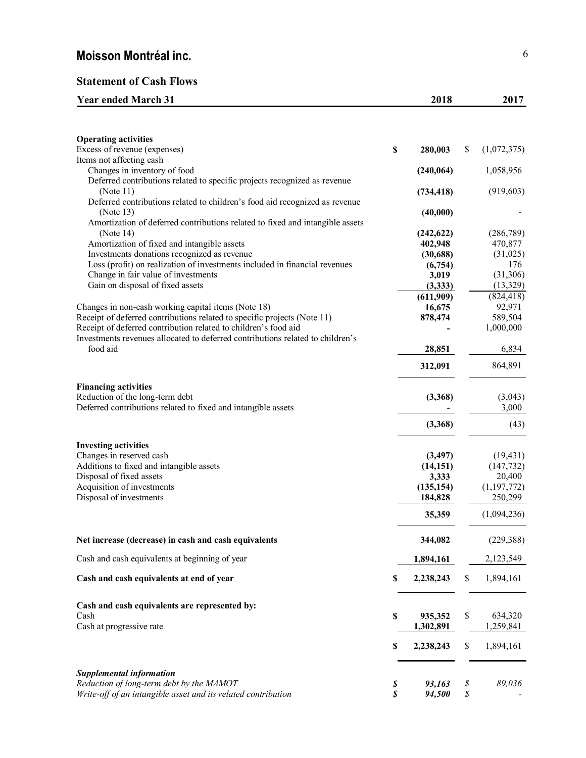# Moisson Montréal inc.

## Statement of Cash Flows

| Year ended March 31 | 2018 | 2017 |
|---|---|---|
| **Operating activities** | | |
| Excess of revenue (expenses) | **$ 280,003** | $ (1,072,375) |
| Items not affecting cash | | |
| Changes in inventory of food | **(240,064)** | 1,058,956 |
| Deferred contributions related to specific projects recognized as revenue (Note 11) | **(734,418)** | (919,603) |
| Deferred contributions related to children's food aid recognized as revenue (Note 13) | **(40,000)** | - |
| Amortization of deferred contributions related to fixed and intangible assets (Note 14) | **(242,622)** | (286,789) |
| Amortization of fixed and intangible assets | **402,948** | 470,877 |
| Investments donations recognized as revenue | **(30,688)** | (31,025) |
| Loss (profit) on realization of investments included in financial revenues | **(6,754)** | 176 |
| Change in fair value of investments | **3,019** | (31,306) |
| Gain on disposal of fixed assets | **(3,333)** | (13,329) |
| | **(611,909)** | (824,418) |
| Changes in non-cash working capital items (Note 18) | **16,675** | 92,971 |
| Receipt of deferred contributions related to specific projects (Note 11) | **878,474** | 589,504 |
| Receipt of deferred contribution related to children's food aid | **-** | 1,000,000 |
| Investments revenues allocated to deferred contributions related to children's food aid | **28,851** | 6,834 |
| | **312,091** | 864,891 |
| **Financing activities** | | |
| Reduction of the long-term debt | **(3,368)** | (3,043) |
| Deferred contributions related to fixed and intangible assets | **-** | 3,000 |
| | **(3,368)** | (43) |
| **Investing activities** | | |
| Changes in reserved cash | **(3,497)** | (19,431) |
| Additions to fixed and intangible assets | **(14,151)** | (147,732) |
| Disposal of fixed assets | **3,333** | 20,400 |
| Acquisition of investments | **(135,154)** | (1,197,772) |
| Disposal of investments | **184,828** | 250,299 |
| | **35,359** | (1,094,236) |
| **Net increase (decrease) in cash and cash equivalents** | **344,082** | (229,388) |
| Cash and cash equivalents at beginning of year | **1,894,161** | 2,123,549 |
| **Cash and cash equivalents at end of year** | **$ 2,238,243** | $ 1,894,161 |
| **Cash and cash equivalents are represented by:** | | |
| Cash | **$ 935,352** | $ 634,320 |
| Cash at progressive rate | **1,302,891** | 1,259,841 |
| | **$ 2,238,243** | $ 1,894,161 |
| ***Supplemental information*** | | |
| *Reduction of long-term debt by the MAMOT* | ***$ 93,163*** | *$ 89,036* |
| *Write-off of an intangible asset and its related contribution* | ***$ 94,500*** | *$ -* |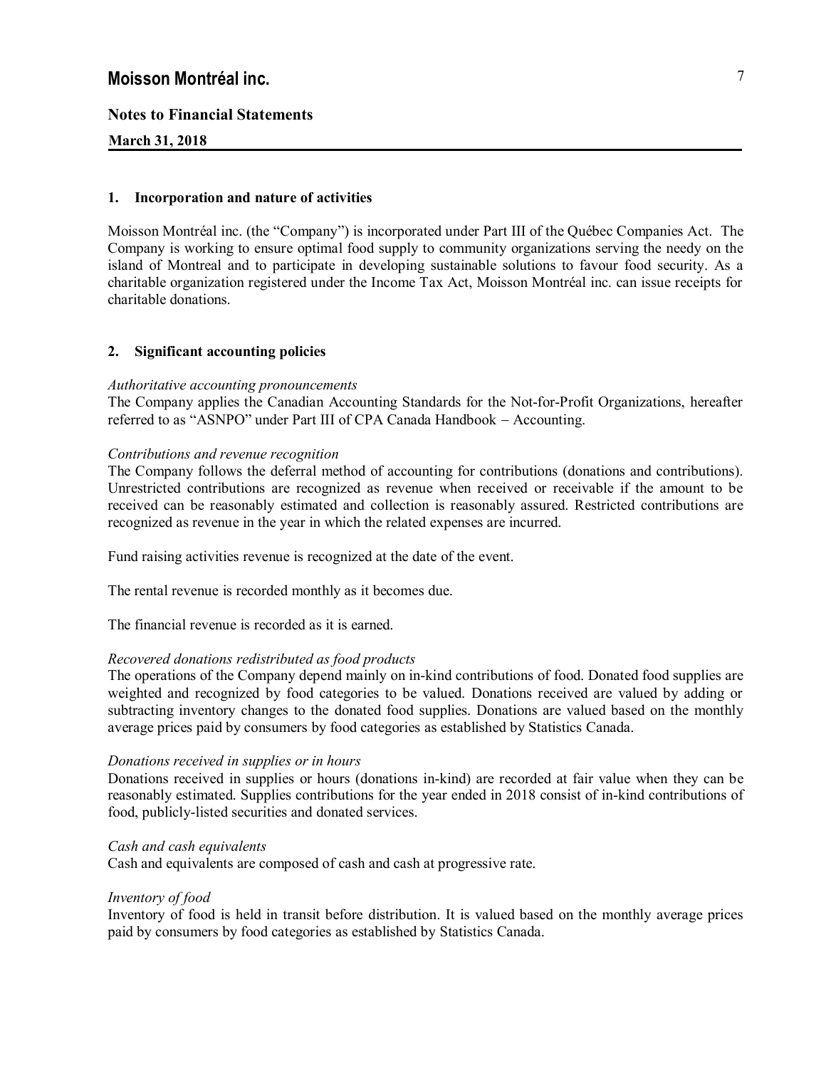# Moisson Montréal inc.

**Notes to Financial Statements**

**March 31, 2018**

## 1. Incorporation and nature of activities

Moisson Montréal inc. (the "Company") is incorporated under Part III of the Québec Companies Act. The Company is working to ensure optimal food supply to community organizations serving the needy on the island of Montreal and to participate in developing sustainable solutions to favour food security. As a charitable organization registered under the Income Tax Act, Moisson Montréal inc. can issue receipts for charitable donations.

## 2. Significant accounting policies

*Authoritative accounting pronouncements*
The Company applies the Canadian Accounting Standards for the Not-for-Profit Organizations, hereafter referred to as "ASNPO" under Part III of CPA Canada Handbook – Accounting.

*Contributions and revenue recognition*
The Company follows the deferral method of accounting for contributions (donations and contributions). Unrestricted contributions are recognized as revenue when received or receivable if the amount to be received can be reasonably estimated and collection is reasonably assured. Restricted contributions are recognized as revenue in the year in which the related expenses are incurred.

Fund raising activities revenue is recognized at the date of the event.

The rental revenue is recorded monthly as it becomes due.

The financial revenue is recorded as it is earned.

*Recovered donations redistributed as food products*
The operations of the Company depend mainly on in-kind contributions of food. Donated food supplies are weighted and recognized by food categories to be valued. Donations received are valued by adding or subtracting inventory changes to the donated food supplies. Donations are valued based on the monthly average prices paid by consumers by food categories as established by Statistics Canada.

*Donations received in supplies or in hours*
Donations received in supplies or hours (donations in-kind) are recorded at fair value when they can be reasonably estimated. Supplies contributions for the year ended in 2018 consist of in-kind contributions of food, publicly-listed securities and donated services.

*Cash and cash equivalents*
Cash and equivalents are composed of cash and cash at progressive rate.

*Inventory of food*
Inventory of food is held in transit before distribution. It is valued based on the monthly average prices paid by consumers by food categories as established by Statistics Canada.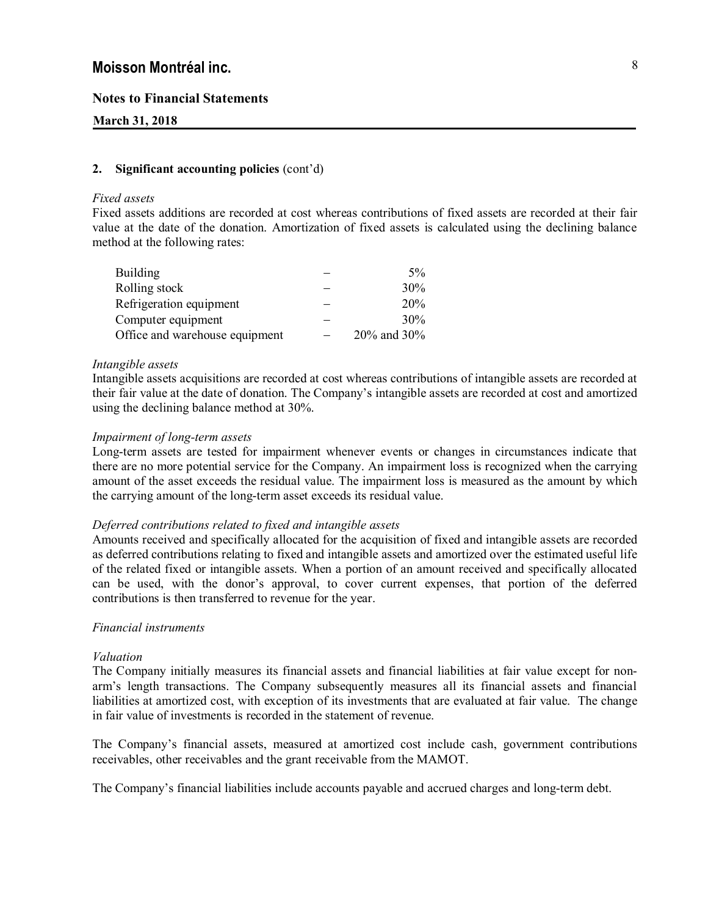## 2. Significant accounting policies (cont'd)

*Fixed assets*

Fixed assets additions are recorded at cost whereas contributions of fixed assets are recorded at their fair value at the date of the donation. Amortization of fixed assets is calculated using the declining balance method at the following rates:

| | | |
|---|---|---|
| Building | – | 5% |
| Rolling stock | – | 30% |
| Refrigeration equipment | – | 20% |
| Computer equipment | – | 30% |
| Office and warehouse equipment | – | 20% and 30% |

*Intangible assets*

Intangible assets acquisitions are recorded at cost whereas contributions of intangible assets are recorded at their fair value at the date of donation. The Company's intangible assets are recorded at cost and amortized using the declining balance method at 30%.

*Impairment of long-term assets*

Long-term assets are tested for impairment whenever events or changes in circumstances indicate that there are no more potential service for the Company. An impairment loss is recognized when the carrying amount of the asset exceeds the residual value. The impairment loss is measured as the amount by which the carrying amount of the long-term asset exceeds its residual value.

*Deferred contributions related to fixed and intangible assets*

Amounts received and specifically allocated for the acquisition of fixed and intangible assets are recorded as deferred contributions relating to fixed and intangible assets and amortized over the estimated useful life of the related fixed or intangible assets. When a portion of an amount received and specifically allocated can be used, with the donor's approval, to cover current expenses, that portion of the deferred contributions is then transferred to revenue for the year.

*Financial instruments*

*Valuation*

The Company initially measures its financial assets and financial liabilities at fair value except for non-arm's length transactions. The Company subsequently measures all its financial assets and financial liabilities at amortized cost, with exception of its investments that are evaluated at fair value. The change in fair value of investments is recorded in the statement of revenue.

The Company's financial assets, measured at amortized cost include cash, government contributions receivables, other receivables and the grant receivable from the MAMOT.

The Company's financial liabilities include accounts payable and accrued charges and long-term debt.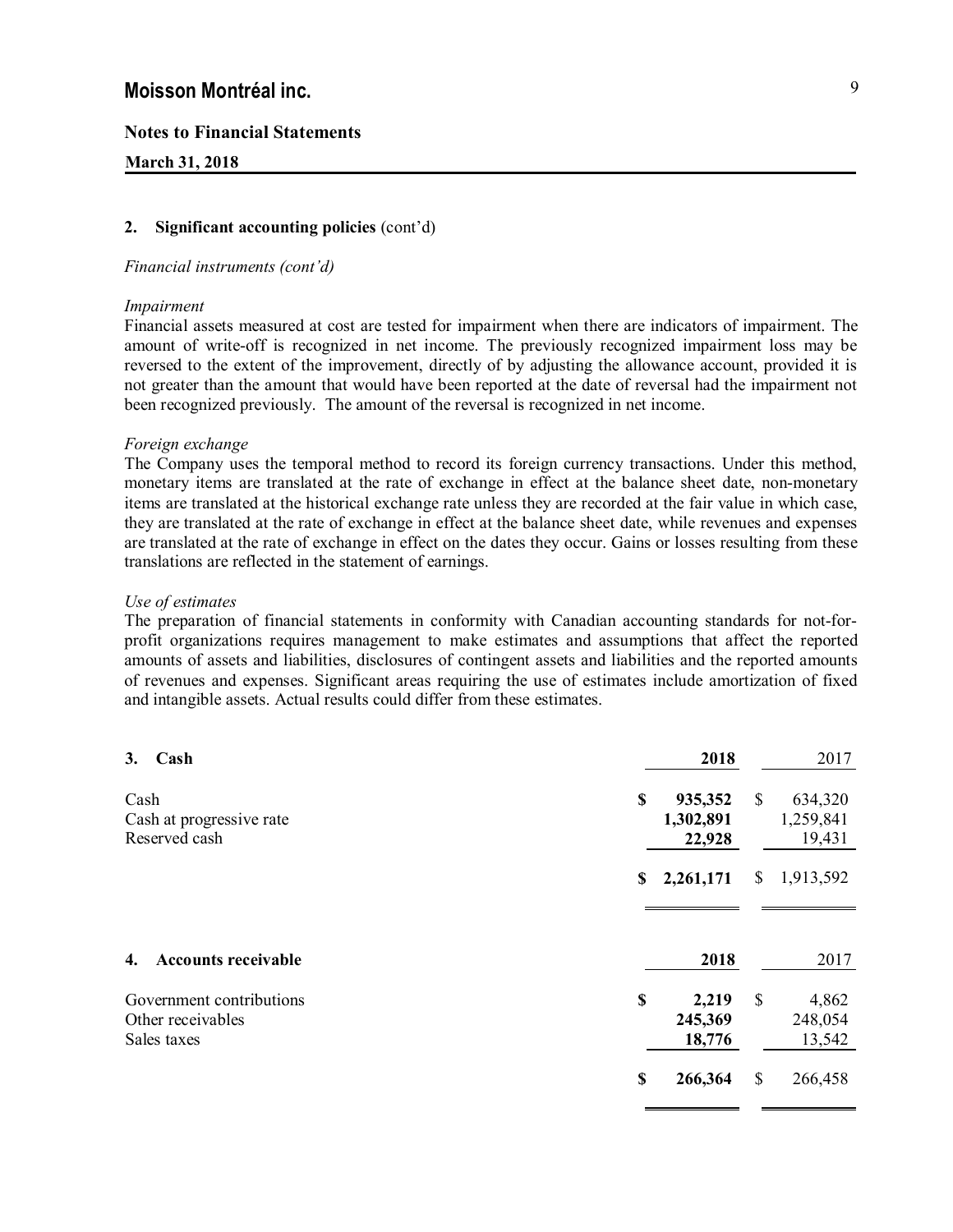# Moisson Montréal inc.

**Notes to Financial Statements**

**March 31, 2018**

## 2. Significant accounting policies (cont'd)

*Financial instruments (cont'd)*

*Impairment*
Financial assets measured at cost are tested for impairment when there are indicators of impairment. The amount of write-off is recognized in net income. The previously recognized impairment loss may be reversed to the extent of the improvement, directly of by adjusting the allowance account, provided it is not greater than the amount that would have been reported at the date of reversal had the impairment not been recognized previously. The amount of the reversal is recognized in net income.

*Foreign exchange*
The Company uses the temporal method to record its foreign currency transactions. Under this method, monetary items are translated at the rate of exchange in effect at the balance sheet date, non-monetary items are translated at the historical exchange rate unless they are recorded at the fair value in which case, they are translated at the rate of exchange in effect at the balance sheet date, while revenues and expenses are translated at the rate of exchange in effect on the dates they occur. Gains or losses resulting from these translations are reflected in the statement of earnings.

*Use of estimates*
The preparation of financial statements in conformity with Canadian accounting standards for not-for-profit organizations requires management to make estimates and assumptions that affect the reported amounts of assets and liabilities, disclosures of contingent assets and liabilities and the reported amounts of revenues and expenses. Significant areas requiring the use of estimates include amortization of fixed and intangible assets. Actual results could differ from these estimates.

## 3. Cash

| | **2018** | 2017 |
|---|---|---|
| Cash | **$ 935,352** | $ 634,320 |
| Cash at progressive rate | **1,302,891** | 1,259,841 |
| Reserved cash | **22,928** | 19,431 |
| | **$ 2,261,171** | $ 1,913,592 |

## 4. Accounts receivable

| | **2018** | 2017 |
|---|---|---|
| Government contributions | **$ 2,219** | $ 4,862 |
| Other receivables | **245,369** | 248,054 |
| Sales taxes | **18,776** | 13,542 |
| | **$ 266,364** | $ 266,458 |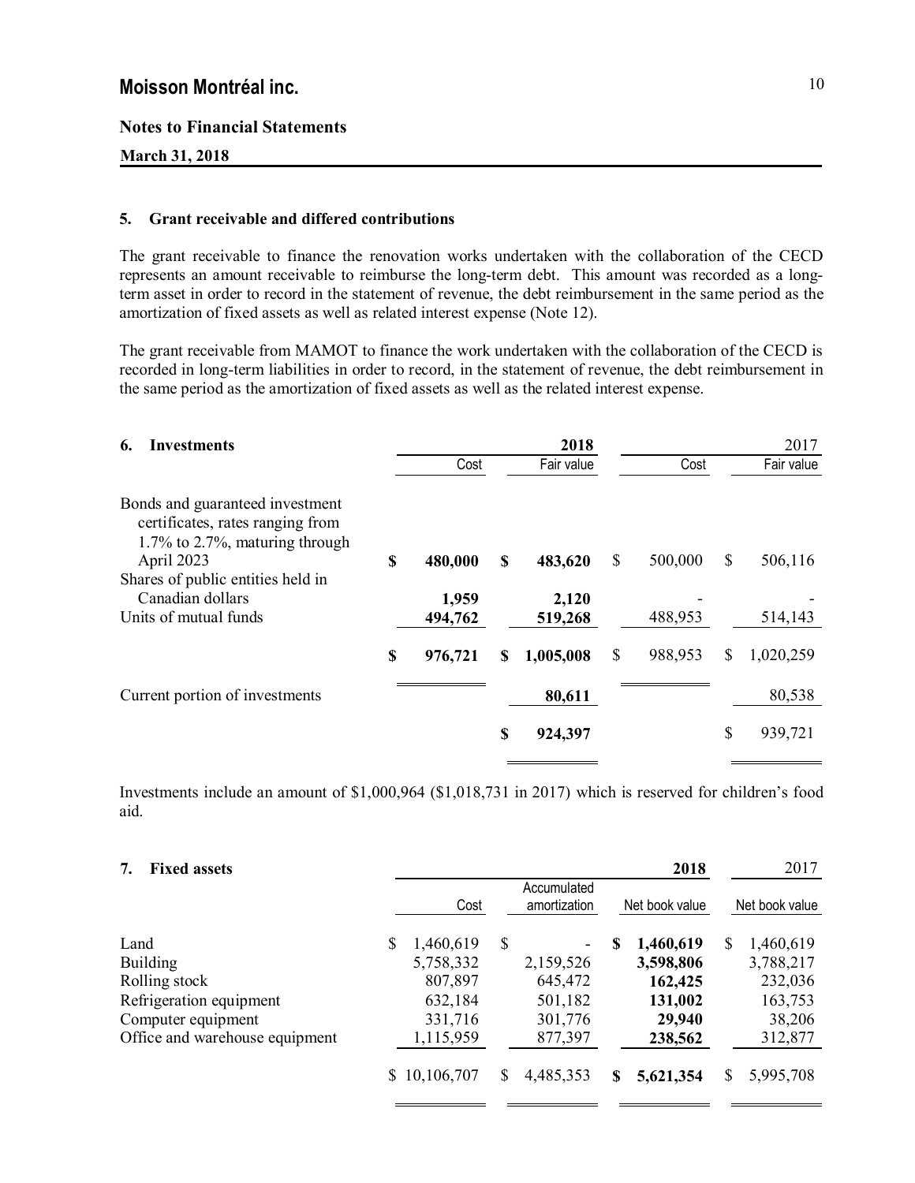# Moisson Montréal inc.

## Notes to Financial Statements

**March 31, 2018**

### 5. Grant receivable and differed contributions

The grant receivable to finance the renovation works undertaken with the collaboration of the CECD represents an amount receivable to reimburse the long-term debt. This amount was recorded as a long-term asset in order to record in the statement of revenue, the debt reimbursement in the same period as the amortization of fixed assets as well as related interest expense (Note 12).

The grant receivable from MAMOT to finance the work undertaken with the collaboration of the CECD is recorded in long-term liabilities in order to record, in the statement of revenue, the debt reimbursement in the same period as the amortization of fixed assets as well as the related interest expense.

### 6. Investments

| | **2018** | | 2017 | |
|---|---|---|---|---|
| | Cost | Fair value | Cost | Fair value |
| Bonds and guaranteed investment certificates, rates ranging from 1.7% to 2.7%, maturing through April 2023 | **$ 480,000** | **$ 483,620** | $ 500,000 | $ 506,116 |
| Shares of public entities held in Canadian dollars | **1,959** | **2,120** | - | - |
| Units of mutual funds | **494,762** | **519,268** | 488,953 | 514,143 |
| | **$ 976,721** | **$ 1,005,008** | $ 988,953 | $ 1,020,259 |
| Current portion of investments | | **80,611** | | 80,538 |
| | | **$ 924,397** | | $ 939,721 |

Investments include an amount of $1,000,964 ($1,018,731 in 2017) which is reserved for children's food aid.

### 7. Fixed assets

| | | | **2018** | 2017 |
|---|---|---|---|---|
| | Cost | Accumulated amortization | Net book value | Net book value |
| Land | $ 1,460,619 | $ - | **$ 1,460,619** | $ 1,460,619 |
| Building | 5,758,332 | 2,159,526 | **3,598,806** | 3,788,217 |
| Rolling stock | 807,897 | 645,472 | **162,425** | 232,036 |
| Refrigeration equipment | 632,184 | 501,182 | **131,002** | 163,753 |
| Computer equipment | 331,716 | 301,776 | **29,940** | 38,206 |
| Office and warehouse equipment | 1,115,959 | 877,397 | **238,562** | 312,877 |
| | $ 10,106,707 | $ 4,485,353 | **$ 5,621,354** | $ 5,995,708 |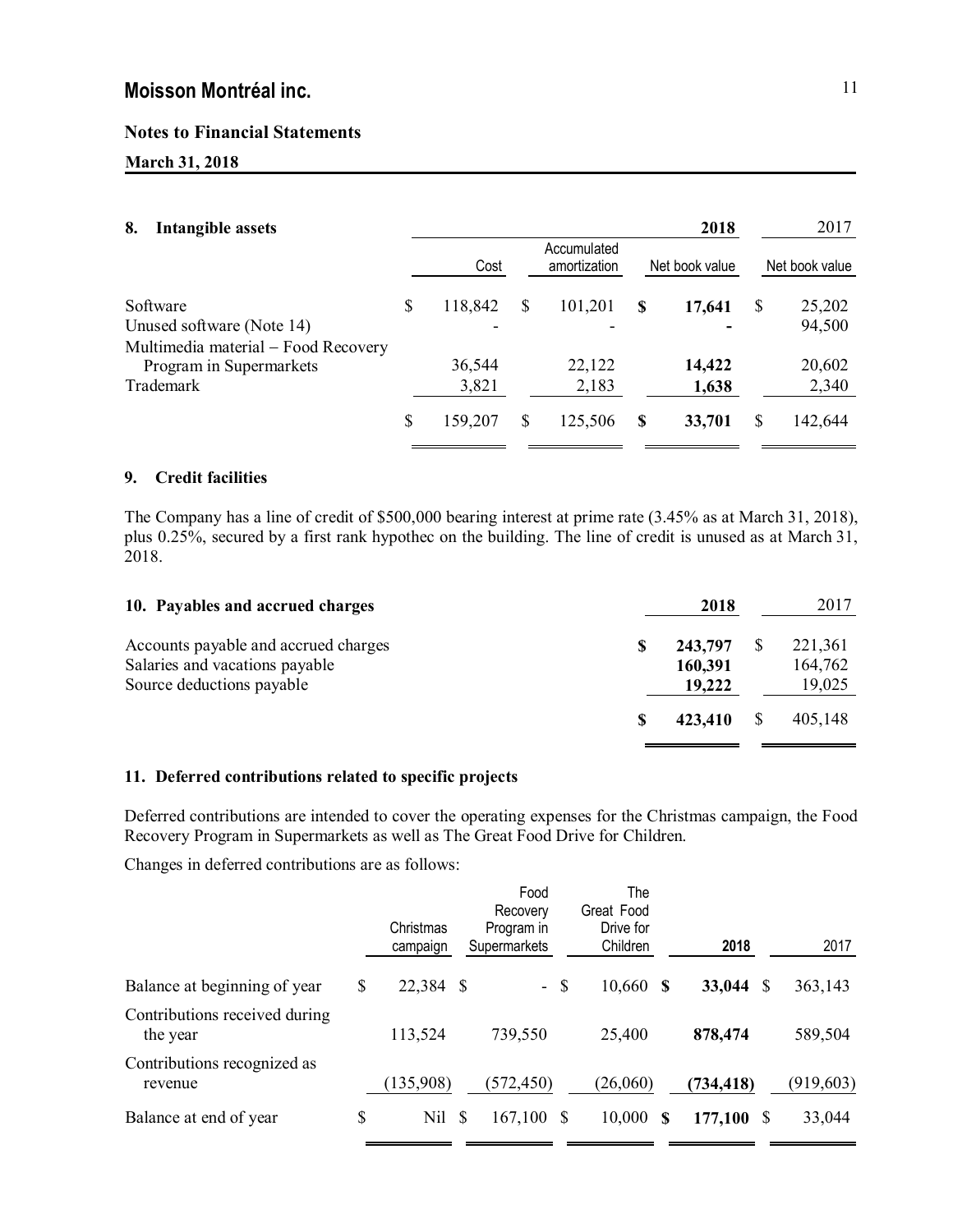## 8. Intangible assets

| | 2018 | | | 2017 |
|---|---|---|---|---|
| | Cost | Accumulated amortization | Net book value | Net book value |
| Software | $ 118,842 | $ 101,201 | **$ 17,641** | $ 25,202 |
| Unused software (Note 14) | - | - | **-** | 94,500 |
| Multimedia material – Food Recovery Program in Supermarkets | 36,544 | 22,122 | **14,422** | 20,602 |
| Trademark | 3,821 | 2,183 | **1,638** | 2,340 |
| | $ 159,207 | $ 125,506 | **$ 33,701** | $ 142,644 |

## 9. Credit facilities

The Company has a line of credit of $500,000 bearing interest at prime rate (3.45% as at March 31, 2018), plus 0.25%, secured by a first rank hypothec on the building. The line of credit is unused as at March 31, 2018.

## 10. Payables and accrued charges

| | 2018 | 2017 |
|---|---|---|
| Accounts payable and accrued charges | **$ 243,797** | $ 221,361 |
| Salaries and vacations payable | **160,391** | 164,762 |
| Source deductions payable | **19,222** | 19,025 |
| | **$ 423,410** | $ 405,148 |

## 11. Deferred contributions related to specific projects

Deferred contributions are intended to cover the operating expenses for the Christmas campaign, the Food Recovery Program in Supermarkets as well as The Great Food Drive for Children.

Changes in deferred contributions are as follows:

| | Christmas campaign | Food Recovery Program in Supermarkets | The Great Food Drive for Children | 2018 | 2017 |
|---|---|---|---|---|---|
| Balance at beginning of year | $ 22,384 | $ - | $ 10,660 | **$ 33,044** | $ 363,143 |
| Contributions received during the year | 113,524 | 739,550 | 25,400 | **878,474** | 589,504 |
| Contributions recognized as revenue | (135,908) | (572,450) | (26,060) | **(734,418)** | (919,603) |
| Balance at end of year | $ Nil | $ 167,100 | $ 10,000 | **$ 177,100** | $ 33,044 |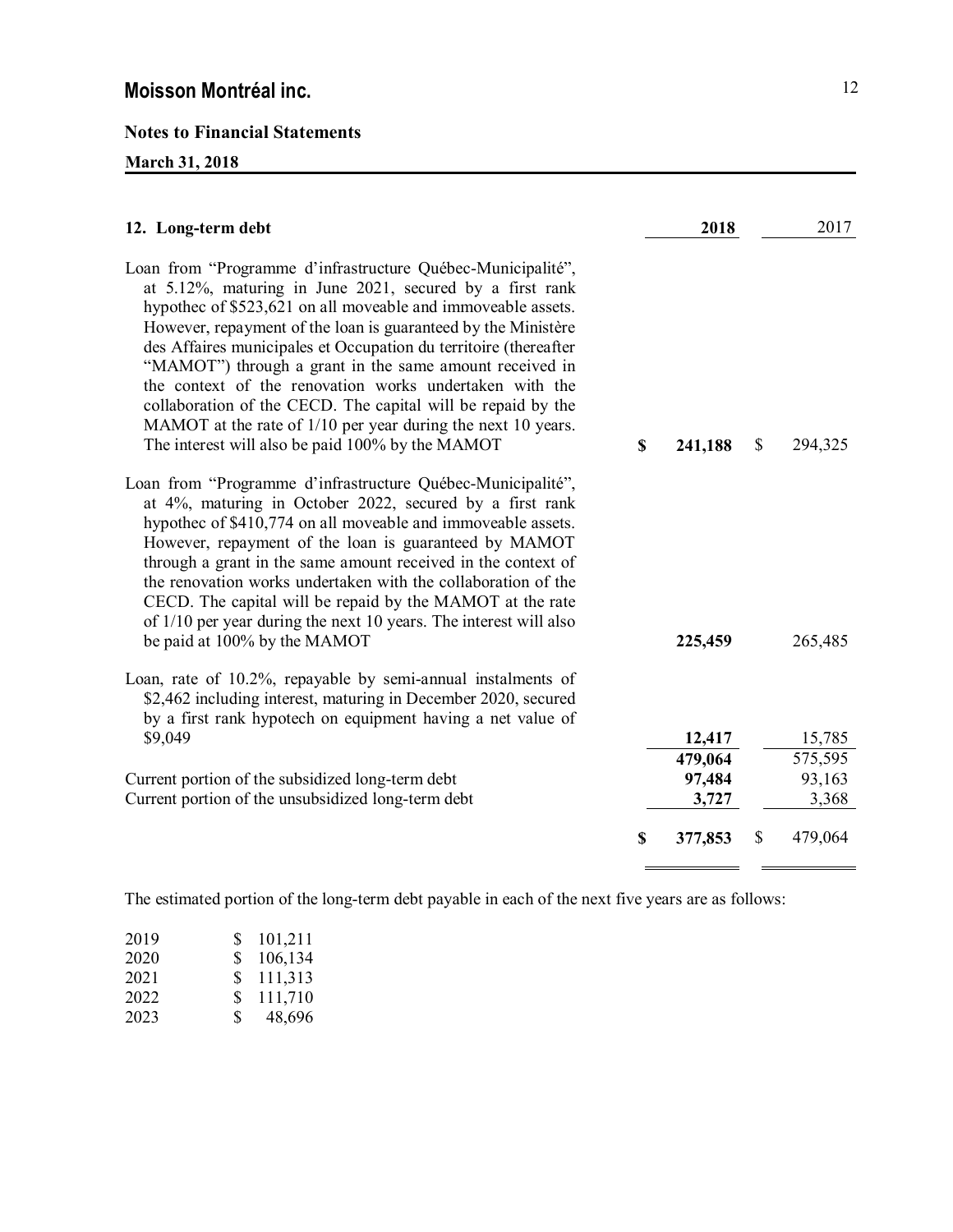## Moisson Montréal inc.

### Notes to Financial Statements

**March 31, 2018**

| **12. Long-term debt** | **2018** | 2017 |
|---|---|---|
| Loan from "Programme d'infrastructure Québec-Municipalité", at 5.12%, maturing in June 2021, secured by a first rank hypothec of $523,621 on all moveable and immoveable assets. However, repayment of the loan is guaranteed by the Ministère des Affaires municipales et Occupation du territoire (thereafter "MAMOT") through a grant in the same amount received in the context of the renovation works undertaken with the collaboration of the CECD. The capital will be repaid by the MAMOT at the rate of 1/10 per year during the next 10 years. The interest will also be paid 100% by the MAMOT | **$ 241,188** | $ 294,325 |
| Loan from "Programme d'infrastructure Québec-Municipalité", at 4%, maturing in October 2022, secured by a first rank hypothec of $410,774 on all moveable and immoveable assets. However, repayment of the loan is guaranteed by MAMOT through a grant in the same amount received in the context of the renovation works undertaken with the collaboration of the CECD. The capital will be repaid by the MAMOT at the rate of 1/10 per year during the next 10 years. The interest will also be paid at 100% by the MAMOT | **225,459** | 265,485 |
| Loan, rate of 10.2%, repayable by semi-annual instalments of $2,462 including interest, maturing in December 2020, secured by a first rank hypotech on equipment having a net value of $9,049 | **12,417** | 15,785 |
| | **479,064** | 575,595 |
| Current portion of the subsidized long-term debt | **97,484** | 93,163 |
| Current portion of the unsubsidized long-term debt | **3,727** | 3,368 |
| | **$ 377,853** | $ 479,064 |

The estimated portion of the long-term debt payable in each of the next five years are as follows:

| | |
|---|---|
| 2019 | $ 101,211 |
| 2020 | $ 106,134 |
| 2021 | $ 111,313 |
| 2022 | $ 111,710 |
| 2023 | $ 48,696 |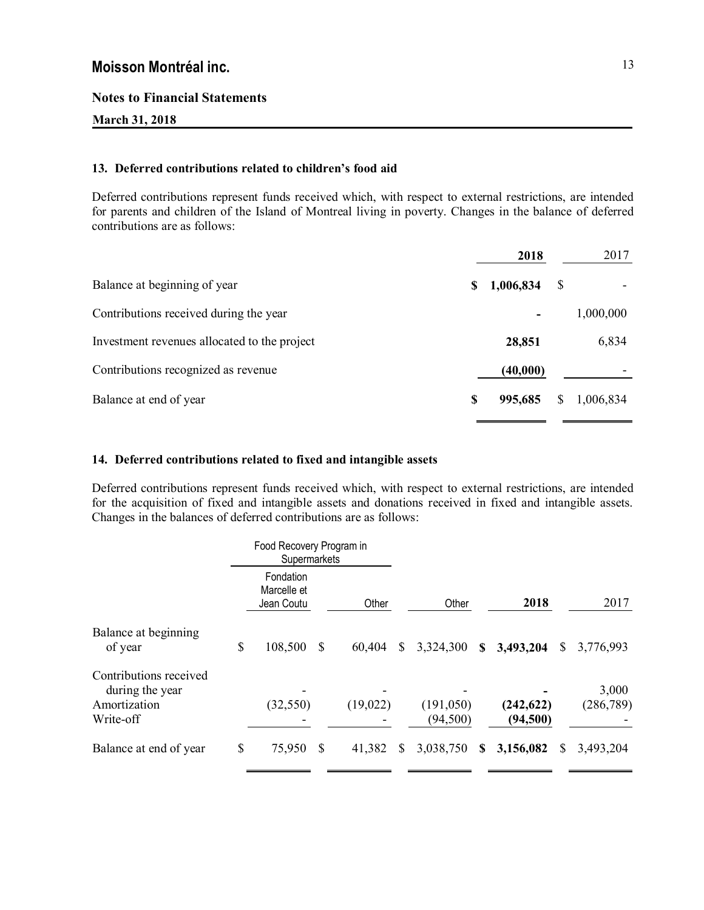# Moisson Montréal inc.

**Notes to Financial Statements**

**March 31, 2018**

### 13. Deferred contributions related to children's food aid

Deferred contributions represent funds received which, with respect to external restrictions, are intended for parents and children of the Island of Montreal living in poverty. Changes in the balance of deferred contributions are as follows:

| | **2018** | 2017 |
|---|---|---|
| Balance at beginning of year | **$ 1,006,834** | $ - |
| Contributions received during the year | **-** | 1,000,000 |
| Investment revenues allocated to the project | **28,851** | 6,834 |
| Contributions recognized as revenue | **(40,000)** | - |
| Balance at end of year | **$ 995,685** | $ 1,006,834 |

### 14. Deferred contributions related to fixed and intangible assets

Deferred contributions represent funds received which, with respect to external restrictions, are intended for the acquisition of fixed and intangible assets and donations received in fixed and intangible assets. Changes in the balances of deferred contributions are as follows:

| | Food Recovery Program in Supermarkets | | | | |
|---|---|---|---|---|---|
| | Fondation Marcelle et Jean Coutu | Other | Other | **2018** | 2017 |
| Balance at beginning of year | $ 108,500 | $ 60,404 | $ 3,324,300 | **$ 3,493,204** | $ 3,776,993 |
| Contributions received during the year | - | - | - | **-** | 3,000 |
| Amortization | (32,550) | (19,022) | (191,050) | **(242,622)** | (286,789) |
| Write-off | - | - | (94,500) | **(94,500)** | - |
| Balance at end of year | $ 75,950 | $ 41,382 | $ 3,038,750 | **$ 3,156,082** | $ 3,493,204 |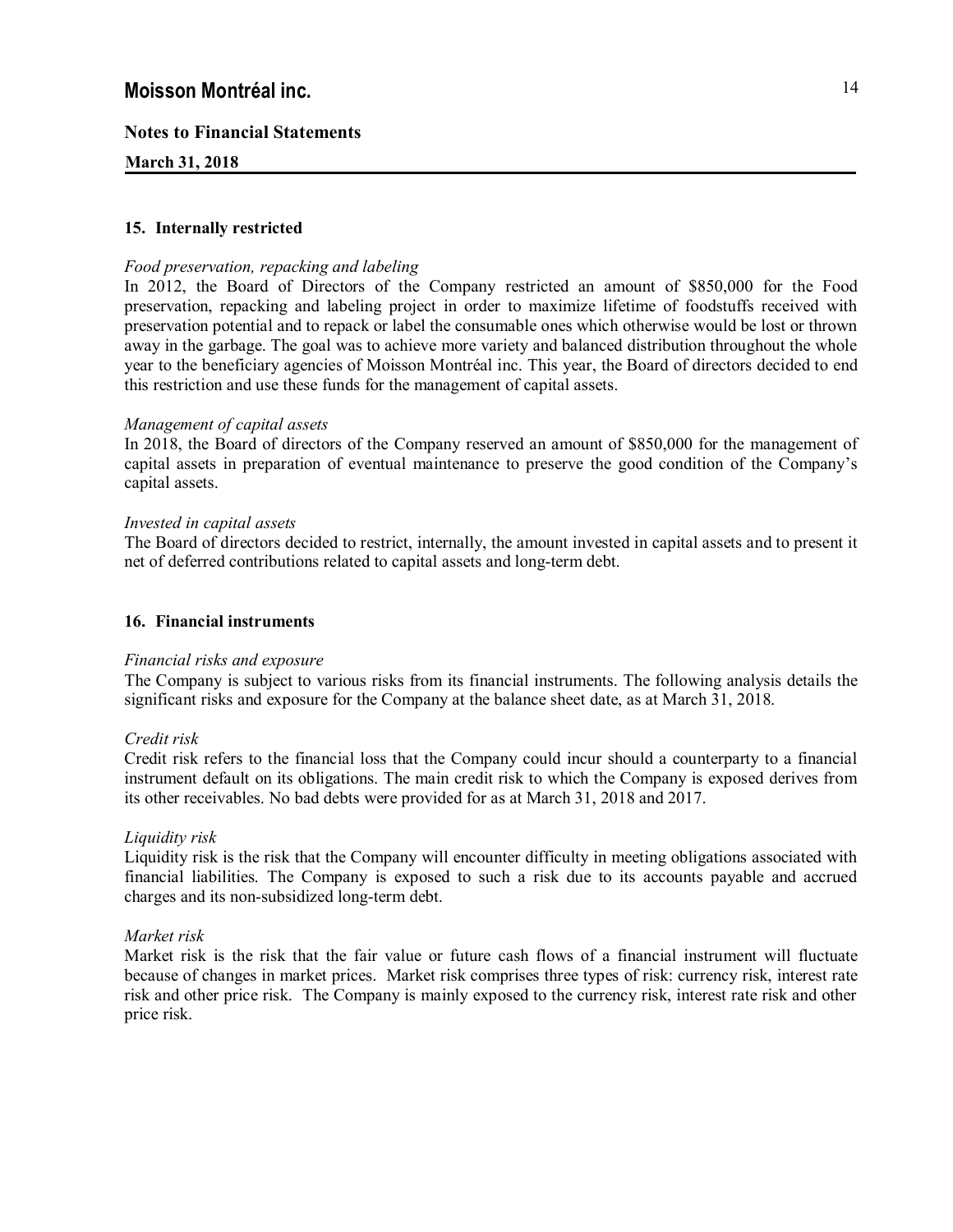## 15. Internally restricted

*Food preservation, repacking and labeling*

In 2012, the Board of Directors of the Company restricted an amount of $850,000 for the Food preservation, repacking and labeling project in order to maximize lifetime of foodstuffs received with preservation potential and to repack or label the consumable ones which otherwise would be lost or thrown away in the garbage. The goal was to achieve more variety and balanced distribution throughout the whole year to the beneficiary agencies of Moisson Montréal inc. This year, the Board of directors decided to end this restriction and use these funds for the management of capital assets.

*Management of capital assets*

In 2018, the Board of directors of the Company reserved an amount of $850,000 for the management of capital assets in preparation of eventual maintenance to preserve the good condition of the Company's capital assets.

*Invested in capital assets*

The Board of directors decided to restrict, internally, the amount invested in capital assets and to present it net of deferred contributions related to capital assets and long-term debt.

## 16. Financial instruments

*Financial risks and exposure*

The Company is subject to various risks from its financial instruments. The following analysis details the significant risks and exposure for the Company at the balance sheet date, as at March 31, 2018.

*Credit risk*

Credit risk refers to the financial loss that the Company could incur should a counterparty to a financial instrument default on its obligations. The main credit risk to which the Company is exposed derives from its other receivables. No bad debts were provided for as at March 31, 2018 and 2017.

*Liquidity risk*

Liquidity risk is the risk that the Company will encounter difficulty in meeting obligations associated with financial liabilities. The Company is exposed to such a risk due to its accounts payable and accrued charges and its non-subsidized long-term debt.

*Market risk*

Market risk is the risk that the fair value or future cash flows of a financial instrument will fluctuate because of changes in market prices. Market risk comprises three types of risk: currency risk, interest rate risk and other price risk. The Company is mainly exposed to the currency risk, interest rate risk and other price risk.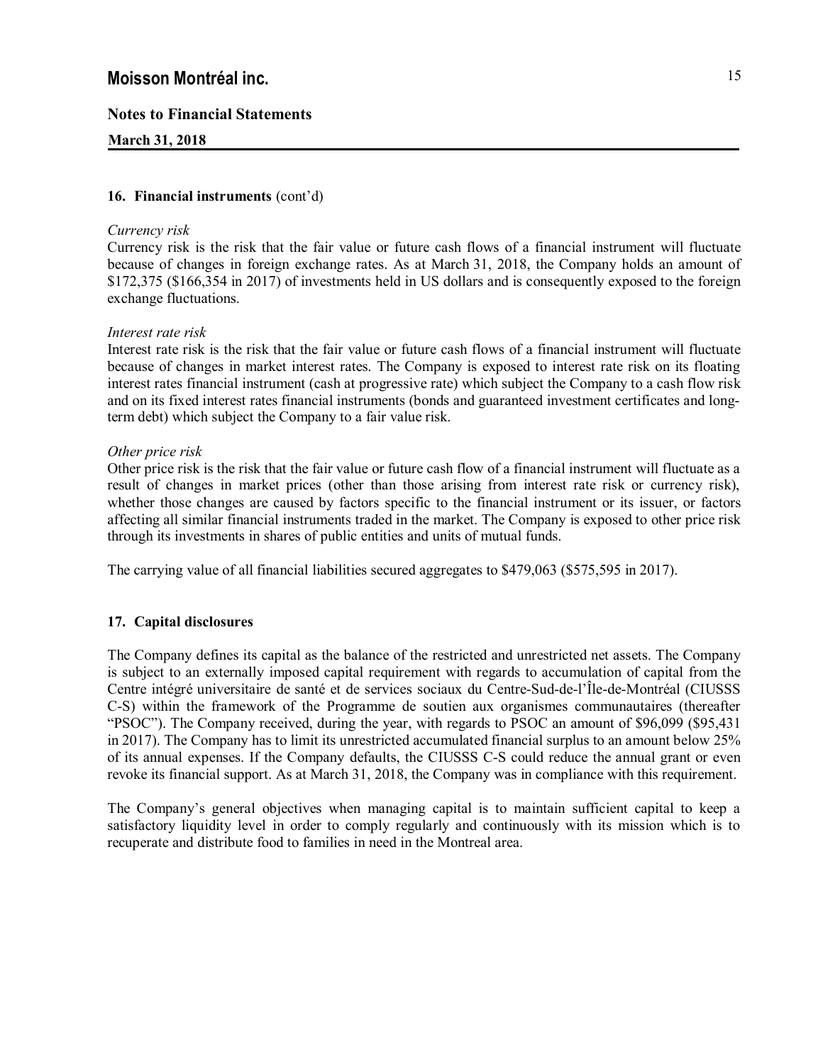# Moisson Montréal inc.

## Notes to Financial Statements

**March 31, 2018**

### 16. Financial instruments (cont'd)

*Currency risk*

Currency risk is the risk that the fair value or future cash flows of a financial instrument will fluctuate because of changes in foreign exchange rates. As at March 31, 2018, the Company holds an amount of $172,375 ($166,354 in 2017) of investments held in US dollars and is consequently exposed to the foreign exchange fluctuations.

*Interest rate risk*

Interest rate risk is the risk that the fair value or future cash flows of a financial instrument will fluctuate because of changes in market interest rates. The Company is exposed to interest rate risk on its floating interest rates financial instrument (cash at progressive rate) which subject the Company to a cash flow risk and on its fixed interest rates financial instruments (bonds and guaranteed investment certificates and long-term debt) which subject the Company to a fair value risk.

*Other price risk*

Other price risk is the risk that the fair value or future cash flow of a financial instrument will fluctuate as a result of changes in market prices (other than those arising from interest rate risk or currency risk), whether those changes are caused by factors specific to the financial instrument or its issuer, or factors affecting all similar financial instruments traded in the market. The Company is exposed to other price risk through its investments in shares of public entities and units of mutual funds.

The carrying value of all financial liabilities secured aggregates to $479,063 ($575,595 in 2017).

### 17. Capital disclosures

The Company defines its capital as the balance of the restricted and unrestricted net assets. The Company is subject to an externally imposed capital requirement with regards to accumulation of capital from the Centre intégré universitaire de santé et de services sociaux du Centre-Sud-de-l'Île-de-Montréal (CIUSSS C-S) within the framework of the Programme de soutien aux organismes communautaires (thereafter "PSOC"). The Company received, during the year, with regards to PSOC an amount of $96,099 ($95,431 in 2017). The Company has to limit its unrestricted accumulated financial surplus to an amount below 25% of its annual expenses. If the Company defaults, the CIUSSS C-S could reduce the annual grant or even revoke its financial support. As at March 31, 2018, the Company was in compliance with this requirement.

The Company's general objectives when managing capital is to maintain sufficient capital to keep a satisfactory liquidity level in order to comply regularly and continuously with its mission which is to recuperate and distribute food to families in need in the Montreal area.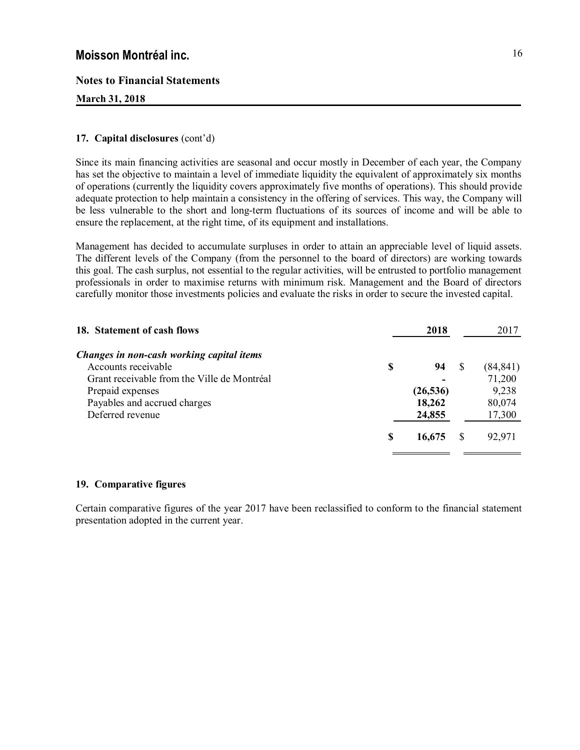# Moisson Montréal inc.

**Notes to Financial Statements**

**March 31, 2018**

### 17. Capital disclosures (cont'd)

Since its main financing activities are seasonal and occur mostly in December of each year, the Company has set the objective to maintain a level of immediate liquidity the equivalent of approximately six months of operations (currently the liquidity covers approximately five months of operations). This should provide adequate protection to help maintain a consistency in the offering of services. This way, the Company will be less vulnerable to the short and long-term fluctuations of its sources of income and will be able to ensure the replacement, at the right time, of its equipment and installations.

Management has decided to accumulate surpluses in order to attain an appreciable level of liquid assets. The different levels of the Company (from the personnel to the board of directors) are working towards this goal. The cash surplus, not essential to the regular activities, will be entrusted to portfolio management professionals in order to maximise returns with minimum risk. Management and the Board of directors carefully monitor those investments policies and evaluate the risks in order to secure the invested capital.

### 18. Statement of cash flows

| | **2018** | 2017 |
|---|---|---|
| ***Changes in non-cash working capital items*** | | |
| Accounts receivable | **$ 94** | $ (84,841) |
| Grant receivable from the Ville de Montréal | **-** | 71,200 |
| Prepaid expenses | **(26,536)** | 9,238 |
| Payables and accrued charges | **18,262** | 80,074 |
| Deferred revenue | **24,855** | 17,300 |
| | **$ 16,675** | $ 92,971 |

### 19. Comparative figures

Certain comparative figures of the year 2017 have been reclassified to conform to the financial statement presentation adopted in the current year.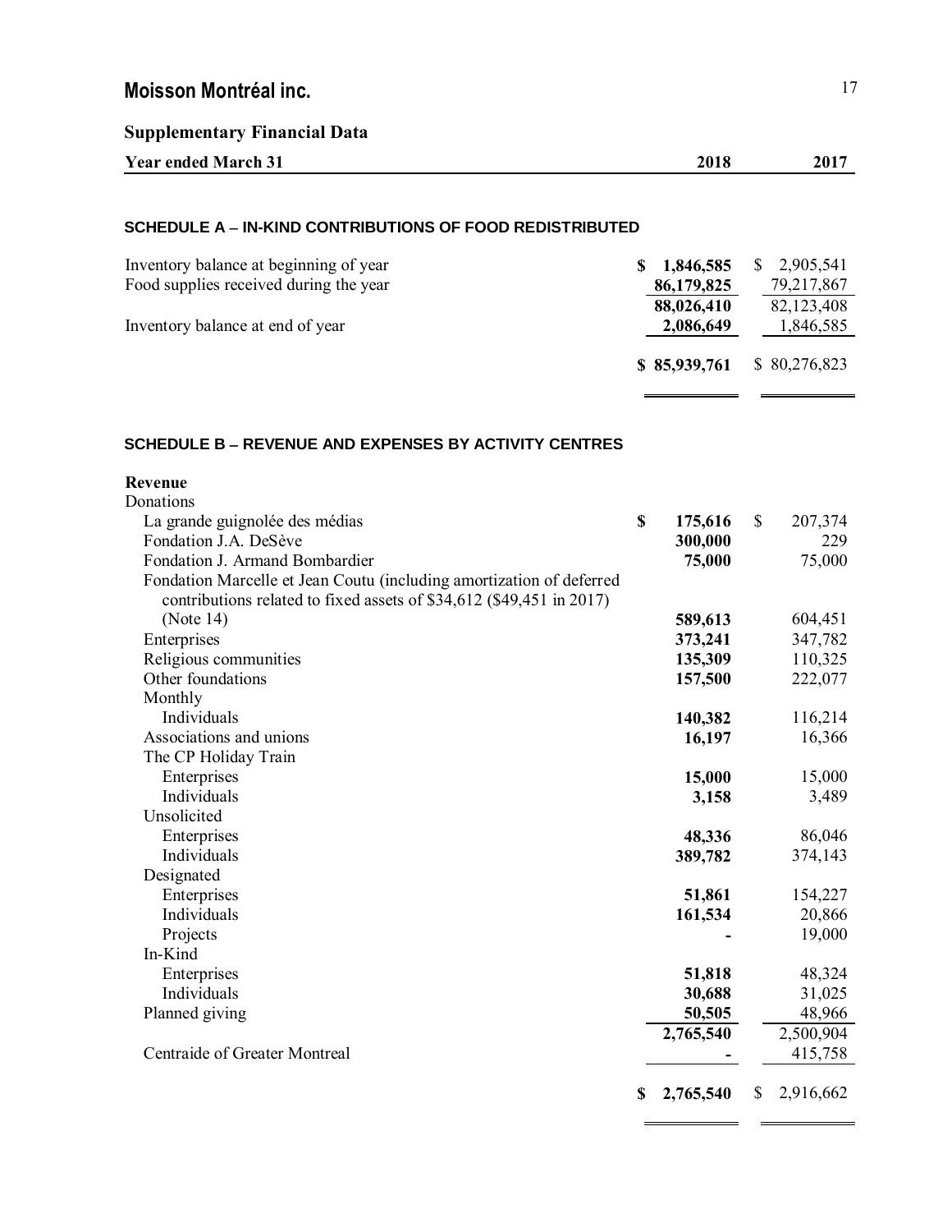# Moisson Montréal inc.

## Supplementary Financial Data

| Year ended March 31 | 2018 | 2017 |
|---|---|---|

### SCHEDULE A – IN-KIND CONTRIBUTIONS OF FOOD REDISTRIBUTED

| | 2018 | 2017 |
|---|---|---|
| Inventory balance at beginning of year | **$ 1,846,585** | $ 2,905,541 |
| Food supplies received during the year | **86,179,825** | 79,217,867 |
| | **88,026,410** | 82,123,408 |
| Inventory balance at end of year | **2,086,649** | 1,846,585 |
| | **$ 85,939,761** | $ 80,276,823 |

### SCHEDULE B – REVENUE AND EXPENSES BY ACTIVITY CENTRES

| | 2018 | 2017 |
|---|---|---|
| **Revenue** | | |
| Donations | | |
| La grande guignolée des médias | **$ 175,616** | $ 207,374 |
| Fondation J.A. DeSève | **300,000** | 229 |
| Fondation J. Armand Bombardier | **75,000** | 75,000 |
| Fondation Marcelle et Jean Coutu (including amortization of deferred contributions related to fixed assets of $34,612 ($49,451 in 2017) (Note 14) | **589,613** | 604,451 |
| Enterprises | **373,241** | 347,782 |
| Religious communities | **135,309** | 110,325 |
| Other foundations | **157,500** | 222,077 |
| Monthly | | |
| Individuals | **140,382** | 116,214 |
| Associations and unions | **16,197** | 16,366 |
| The CP Holiday Train | | |
| Enterprises | **15,000** | 15,000 |
| Individuals | **3,158** | 3,489 |
| Unsolicited | | |
| Enterprises | **48,336** | 86,046 |
| Individuals | **389,782** | 374,143 |
| Designated | | |
| Enterprises | **51,861** | 154,227 |
| Individuals | **161,534** | 20,866 |
| Projects | **-** | 19,000 |
| In-Kind | | |
| Enterprises | **51,818** | 48,324 |
| Individuals | **30,688** | 31,025 |
| Planned giving | **50,505** | 48,966 |
| | **2,765,540** | 2,500,904 |
| Centraide of Greater Montreal | **-** | 415,758 |
| | **$ 2,765,540** | $ 2,916,662 |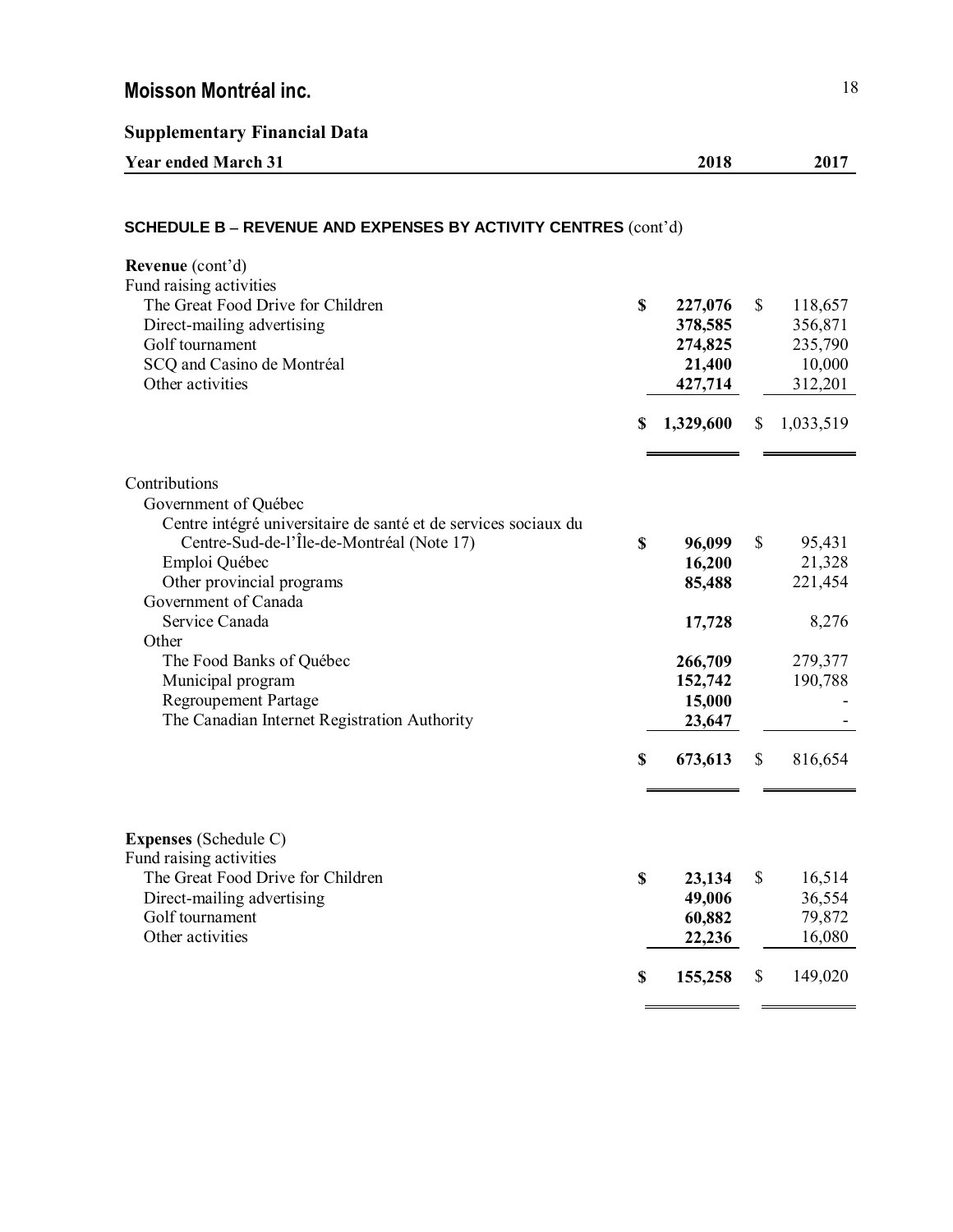## Moisson Montréal inc.

### Supplementary Financial Data

| Year ended March 31 | 2018 | 2017 |
|---|---|---|

**SCHEDULE B – REVENUE AND EXPENSES BY ACTIVITY CENTRES** (cont'd)

| | 2018 | 2017 |
|---|---|---|
| **Revenue** (cont'd) | | |
| Fund raising activities | | |
| The Great Food Drive for Children | **$ 227,076** | $ 118,657 |
| Direct-mailing advertising | **378,585** | 356,871 |
| Golf tournament | **274,825** | 235,790 |
| SCQ and Casino de Montréal | **21,400** | 10,000 |
| Other activities | **427,714** | 312,201 |
| | **$ 1,329,600** | $ 1,033,519 |

| | 2018 | 2017 |
|---|---|---|
| Contributions | | |
| Government of Québec | | |
| Centre intégré universitaire de santé et de services sociaux du Centre-Sud-de-l'Île-de-Montréal (Note 17) | **$ 96,099** | $ 95,431 |
| Emploi Québec | **16,200** | 21,328 |
| Other provincial programs | **85,488** | 221,454 |
| Government of Canada | | |
| Service Canada | **17,728** | 8,276 |
| Other | | |
| The Food Banks of Québec | **266,709** | 279,377 |
| Municipal program | **152,742** | 190,788 |
| Regroupement Partage | **15,000** | - |
| The Canadian Internet Registration Authority | **23,647** | - |
| | **$ 673,613** | $ 816,654 |

| | 2018 | 2017 |
|---|---|---|
| **Expenses** (Schedule C) | | |
| Fund raising activities | | |
| The Great Food Drive for Children | **$ 23,134** | $ 16,514 |
| Direct-mailing advertising | **49,006** | 36,554 |
| Golf tournament | **60,882** | 79,872 |
| Other activities | **22,236** | 16,080 |
| | **$ 155,258** | $ 149,020 |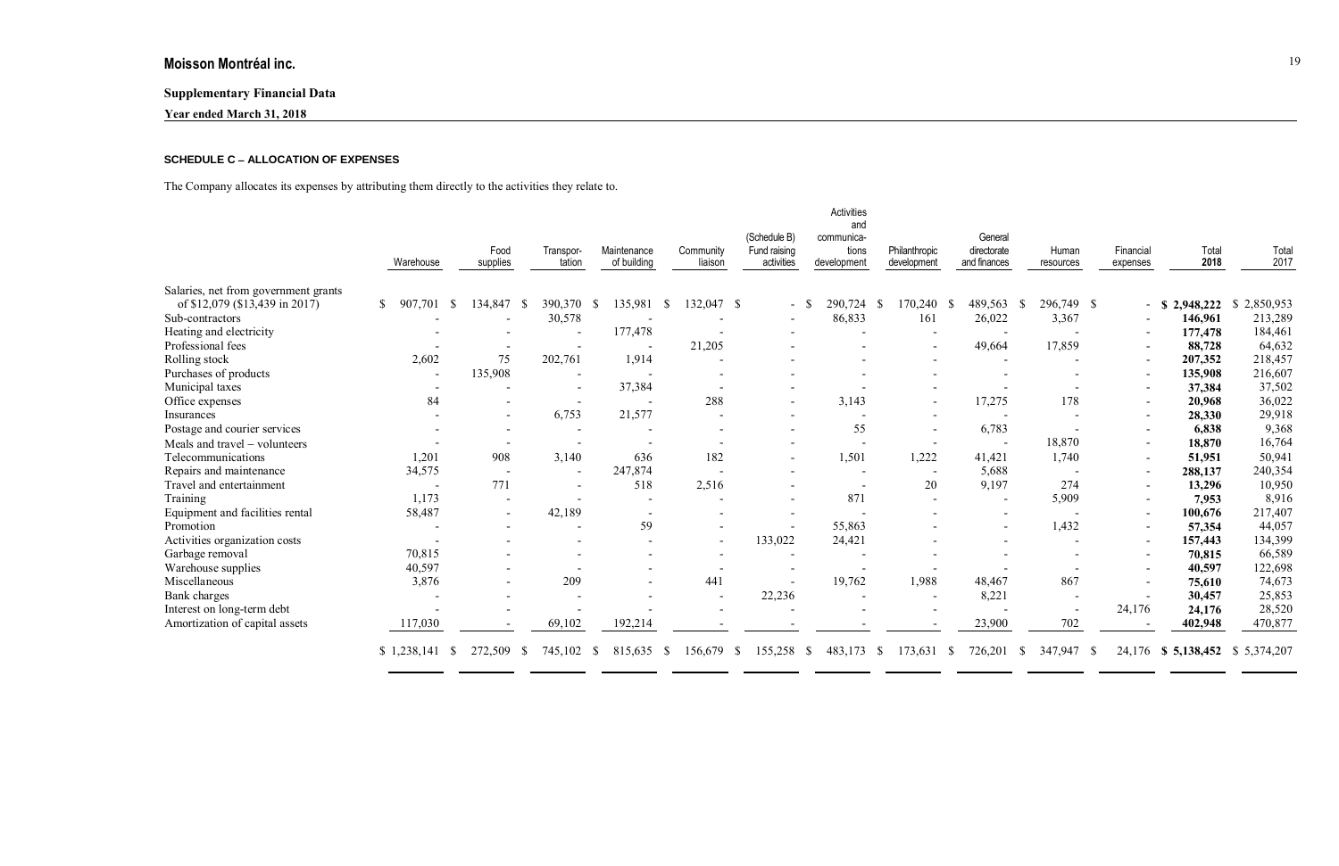**Moisson Montréal inc.**

**Supplementary Financial Data**

**Year ended March 31, 2018**

### SCHEDULE C – ALLOCATION OF EXPENSES

The Company allocates its expenses by attributing them directly to the activities they relate to.

| | Warehouse | Food supplies | Transpor-tation | Maintenance of building | Community liaison | (Schedule B) Fund raising activities | Activities and communica-tions development | Philanthropic development | General directorate and finances | Human resources | Financial expenses | Total 2018 | Total 2017 |
|---|---|---|---|---|---|---|---|---|---|---|---|---|---|
| Salaries, net from government grants of $12,079 ($13,439 in 2017) | $ 907,701 | $ 134,847 | $ 390,370 | $ 135,981 | $ 132,047 | $ - | $ 290,724 | $ 170,240 | $ 489,563 | $ 296,749 | $ - | **$ 2,948,222** | $ 2,850,953 |
| Sub-contractors | - | - | 30,578 | - | - | - | 86,833 | 161 | 26,022 | 3,367 | - | **146,961** | 213,289 |
| Heating and electricity | - | - | - | 177,478 | - | - | - | - | - | - | - | **177,478** | 184,461 |
| Professional fees | - | - | - | - | 21,205 | - | - | - | 49,664 | 17,859 | - | **88,728** | 64,632 |
| Rolling stock | 2,602 | 75 | 202,761 | 1,914 | - | - | - | - | - | - | - | **207,352** | 218,457 |
| Purchases of products | - | 135,908 | - | - | - | - | - | - | - | - | - | **135,908** | 216,607 |
| Municipal taxes | - | - | - | 37,384 | - | - | - | - | - | - | - | **37,384** | 37,502 |
| Office expenses | 84 | - | - | - | 288 | - | 3,143 | - | 17,275 | 178 | - | **20,968** | 36,022 |
| Insurances | - | - | 6,753 | 21,577 | - | - | - | - | - | - | - | **28,330** | 29,918 |
| Postage and courier services | - | - | - | - | - | - | 55 | - | 6,783 | - | - | **6,838** | 9,368 |
| Meals and travel – volunteers | - | - | - | - | - | - | - | - | - | 18,870 | - | **18,870** | 16,764 |
| Telecommunications | 1,201 | 908 | 3,140 | 636 | 182 | - | 1,501 | 1,222 | 41,421 | 1,740 | - | **51,951** | 50,941 |
| Repairs and maintenance | 34,575 | - | - | 247,874 | - | - | - | - | 5,688 | - | - | **288,137** | 240,354 |
| Travel and entertainment | - | 771 | - | 518 | 2,516 | - | - | 20 | 9,197 | 274 | - | **13,296** | 10,950 |
| Training | 1,173 | - | - | - | - | - | 871 | - | - | 5,909 | - | **7,953** | 8,916 |
| Equipment and facilities rental | 58,487 | - | 42,189 | - | - | - | - | - | - | - | - | **100,676** | 217,407 |
| Promotion | - | - | - | 59 | - | - | 55,863 | - | - | 1,432 | - | **57,354** | 44,057 |
| Activities organization costs | - | - | - | - | - | 133,022 | 24,421 | - | - | - | - | **157,443** | 134,399 |
| Garbage removal | 70,815 | - | - | - | - | - | - | - | - | - | - | **70,815** | 66,589 |
| Warehouse supplies | 40,597 | - | - | - | - | - | - | - | - | - | - | **40,597** | 122,698 |
| Miscellaneous | 3,876 | - | 209 | - | 441 | - | 19,762 | 1,988 | 48,467 | 867 | - | **75,610** | 74,673 |
| Bank charges | - | - | - | - | - | 22,236 | - | - | 8,221 | - | - | **30,457** | 25,853 |
| Interest on long-term debt | - | - | - | - | - | - | - | - | - | - | 24,176 | **24,176** | 28,520 |
| Amortization of capital assets | 117,030 | - | 69,102 | 192,214 | - | - | - | - | 23,900 | 702 | - | **402,948** | 470,877 |
| | $ 1,238,141 | $ 272,509 | $ 745,102 | $ 815,635 | $ 156,679 | $ 155,258 | $ 483,173 | $ 173,631 | $ 726,201 | $ 347,947 | $ 24,176 | **$ 5,138,452** | $ 5,374,207 |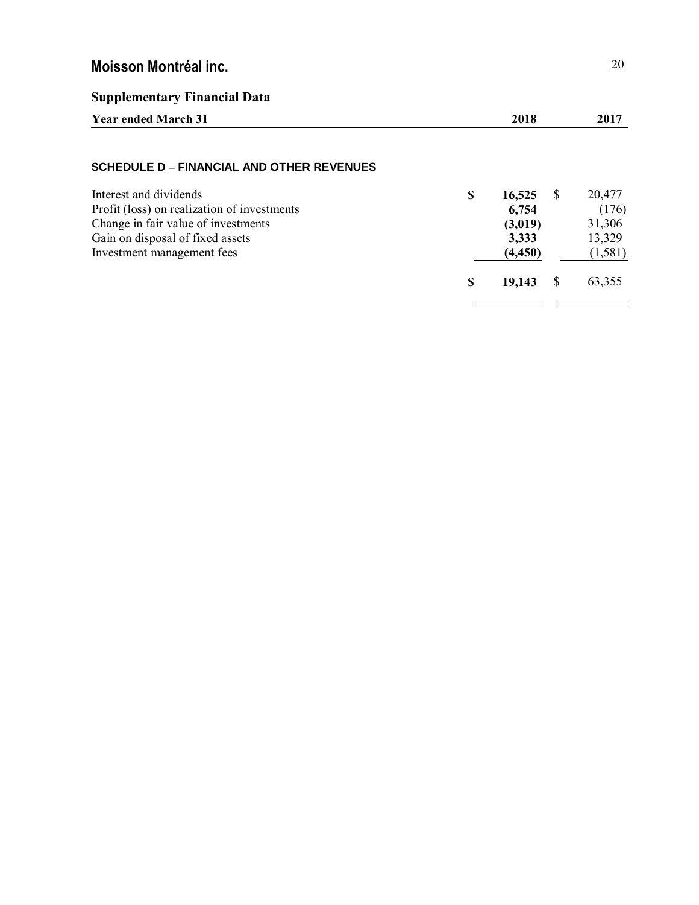# Moisson Montréal inc.

## Supplementary Financial Data

| Year ended March 31 | | 2018 | | 2017 |
|---|---|---|---|---|

### SCHEDULE D – FINANCIAL AND OTHER REVENUES

| | | | | |
|---|---|---|---|---|
| Interest and dividends | **$** | **16,525** | $ | 20,477 |
| Profit (loss) on realization of investments | | **6,754** | | (176) |
| Change in fair value of investments | | **(3,019)** | | 31,306 |
| Gain on disposal of fixed assets | | **3,333** | | 13,329 |
| Investment management fees | | **(4,450)** | | (1,581) |
| | **$** | **19,143** | $ | 63,355 |